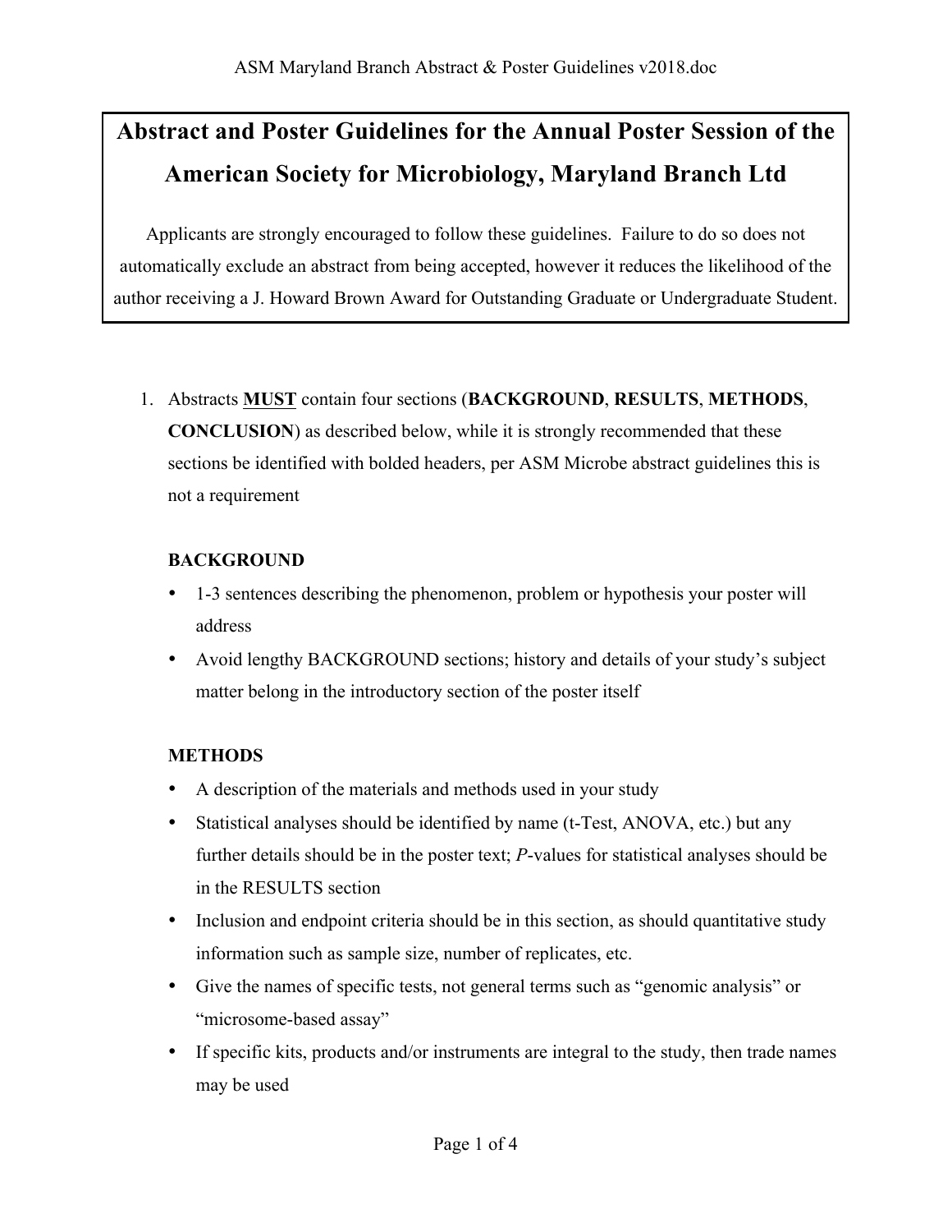# Abstract and Poster Guidelines for the Annual Poster Session of the American Society for Microbiology, Maryland Branch Ltd

Applicants are strongly encouraged to follow these guidelines. Failure to do so does not automatically exclude an abstract from being accepted, however it reduces the likelihood of the author receiving a J. Howard Brown Award for Outstanding Graduate or Undergraduate Student.

1. Abstracts **MUST** contain four sections (**BACKGROUND**, **RESULTS**, **METHODS**, **CONCLUSION**) as described below, while it is strongly recommended that these sections be identified with bolded headers, per ASM Microbe abstract guidelines this is not a requirement

   **BACKGROUND**

   - 1-3 sentences describing the phenomenon, problem or hypothesis your poster will address
   - Avoid lengthy BACKGROUND sections; history and details of your study's subject matter belong in the introductory section of the poster itself

   **METHODS**

   - A description of the materials and methods used in your study
   - Statistical analyses should be identified by name (t-Test, ANOVA, etc.) but any further details should be in the poster text; *P*-values for statistical analyses should be in the RESULTS section
   - Inclusion and endpoint criteria should be in this section, as should quantitative study information such as sample size, number of replicates, etc.
   - Give the names of specific tests, not general terms such as "genomic analysis" or "microsome-based assay"
   - If specific kits, products and/or instruments are integral to the study, then trade names may be used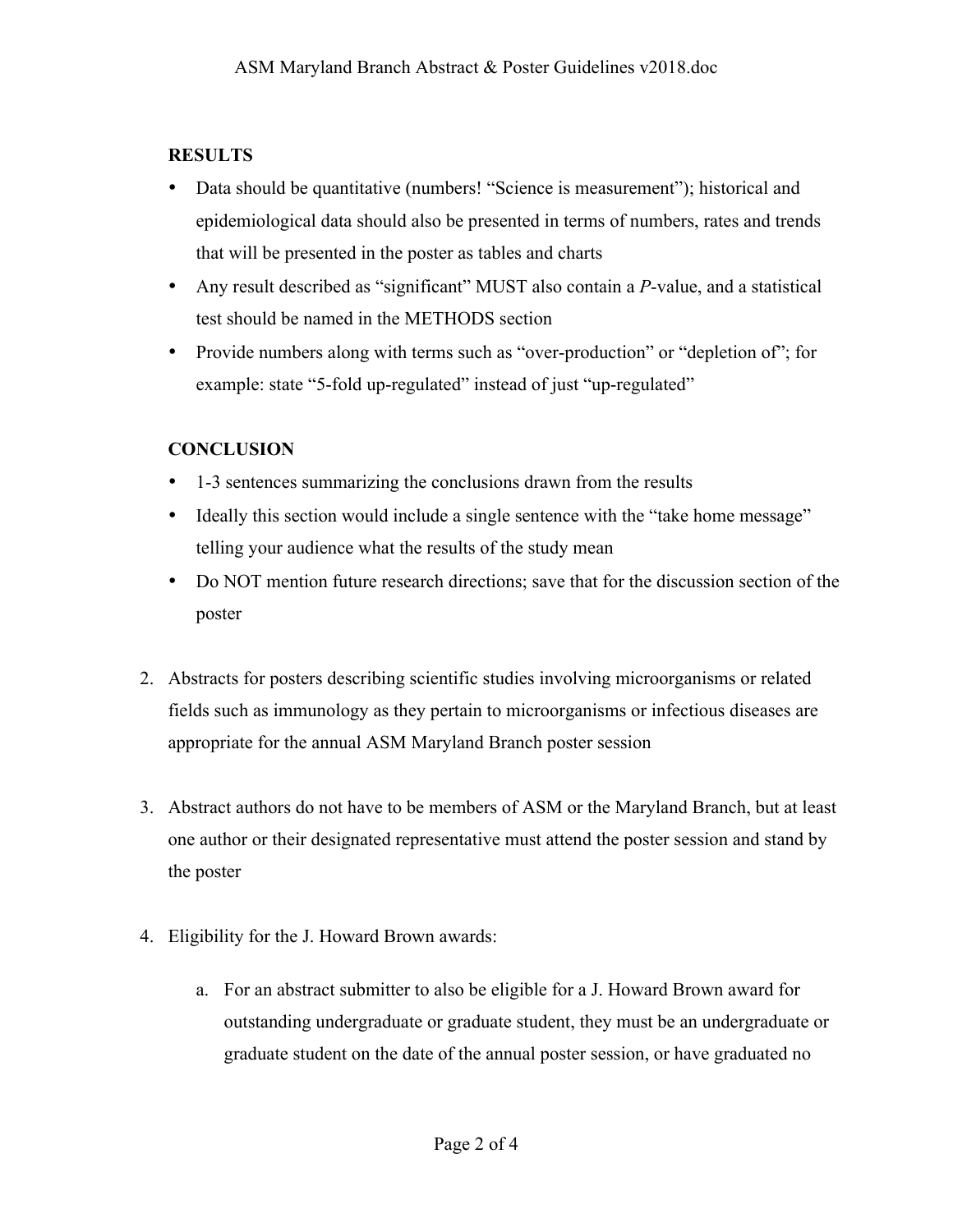**RESULTS**

- Data should be quantitative (numbers! "Science is measurement"); historical and epidemiological data should also be presented in terms of numbers, rates and trends that will be presented in the poster as tables and charts
- Any result described as "significant" MUST also contain a *P*-value, and a statistical test should be named in the METHODS section
- Provide numbers along with terms such as "over-production" or "depletion of"; for example: state "5-fold up-regulated" instead of just "up-regulated"

**CONCLUSION**

- 1-3 sentences summarizing the conclusions drawn from the results
- Ideally this section would include a single sentence with the "take home message" telling your audience what the results of the study mean
- Do NOT mention future research directions; save that for the discussion section of the poster

2. Abstracts for posters describing scientific studies involving microorganisms or related fields such as immunology as they pertain to microorganisms or infectious diseases are appropriate for the annual ASM Maryland Branch poster session

3. Abstract authors do not have to be members of ASM or the Maryland Branch, but at least one author or their designated representative must attend the poster session and stand by the poster

4. Eligibility for the J. Howard Brown awards:

   a. For an abstract submitter to also be eligible for a J. Howard Brown award for outstanding undergraduate or graduate student, they must be an undergraduate or graduate student on the date of the annual poster session, or have graduated no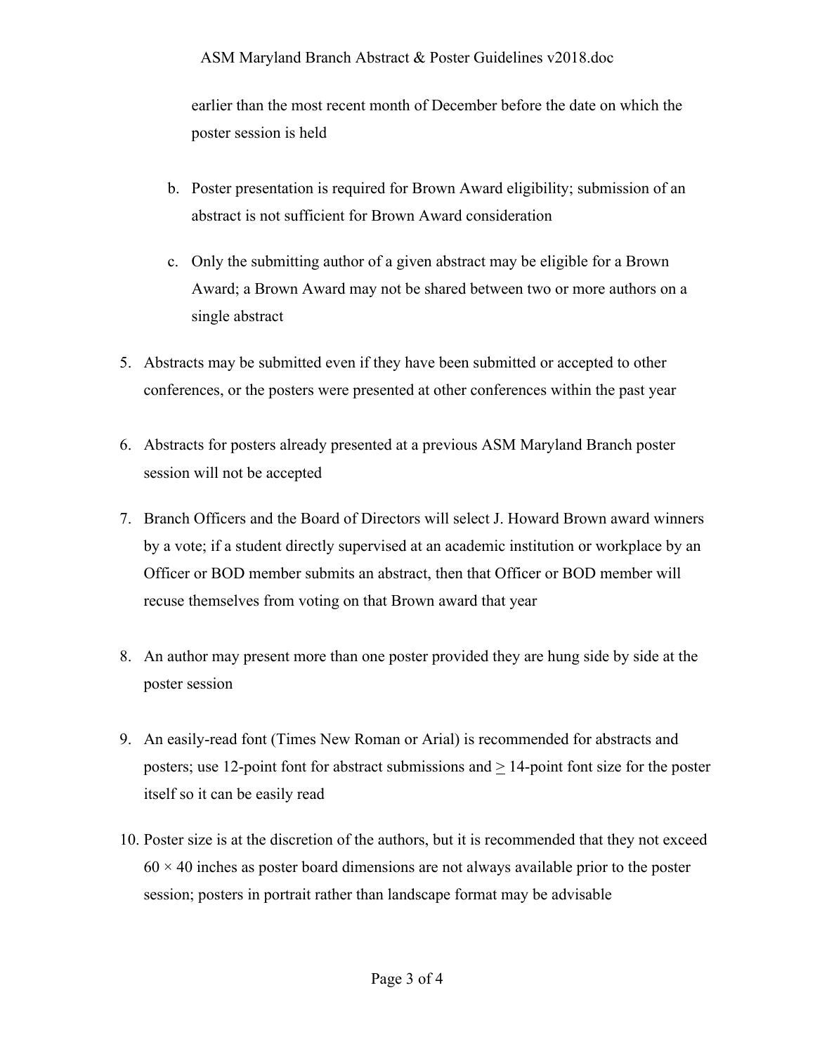earlier than the most recent month of December before the date on which the poster session is held

   b. Poster presentation is required for Brown Award eligibility; submission of an abstract is not sufficient for Brown Award consideration

   c. Only the submitting author of a given abstract may be eligible for a Brown Award; a Brown Award may not be shared between two or more authors on a single abstract

5. Abstracts may be submitted even if they have been submitted or accepted to other conferences, or the posters were presented at other conferences within the past year

6. Abstracts for posters already presented at a previous ASM Maryland Branch poster session will not be accepted

7. Branch Officers and the Board of Directors will select J. Howard Brown award winners by a vote; if a student directly supervised at an academic institution or workplace by an Officer or BOD member submits an abstract, then that Officer or BOD member will recuse themselves from voting on that Brown award that year

8. An author may present more than one poster provided they are hung side by side at the poster session

9. An easily-read font (Times New Roman or Arial) is recommended for abstracts and posters; use 12-point font for abstract submissions and $\geq$ 14-point font size for the poster itself so it can be easily read

10. Poster size is at the discretion of the authors, but it is recommended that they not exceed $60 \times 40$ inches as poster board dimensions are not always available prior to the poster session; posters in portrait rather than landscape format may be advisable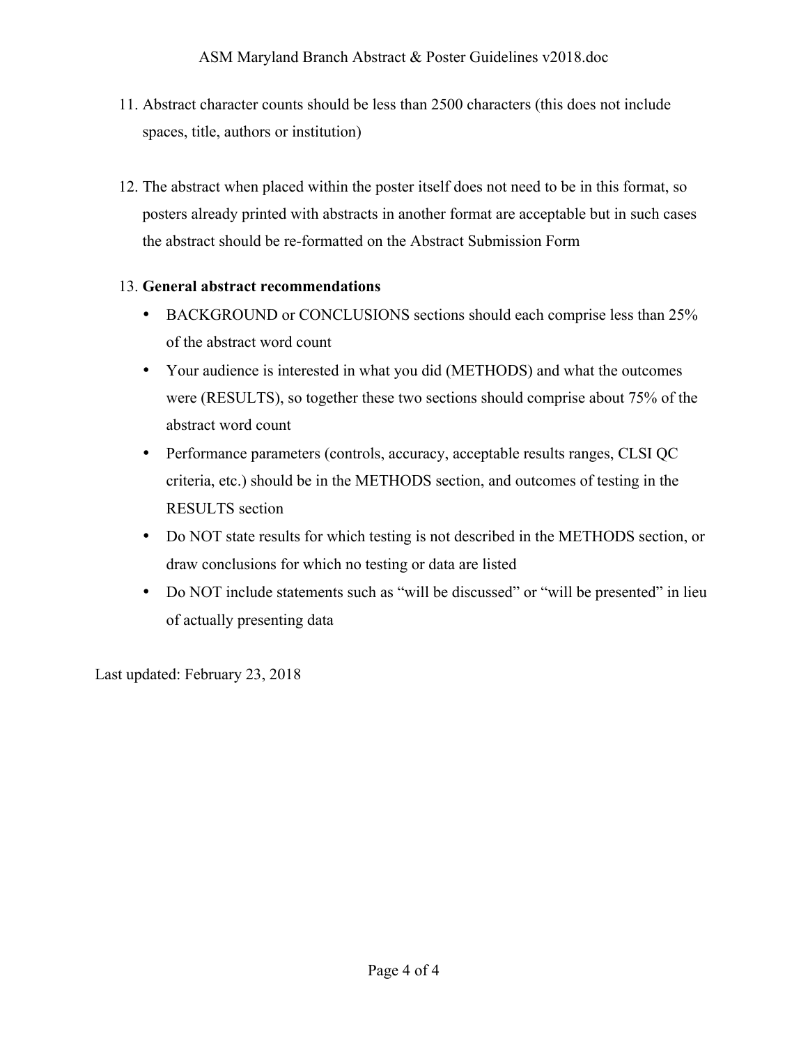11. Abstract character counts should be less than 2500 characters (this does not include spaces, title, authors or institution)

12. The abstract when placed within the poster itself does not need to be in this format, so posters already printed with abstracts in another format are acceptable but in such cases the abstract should be re-formatted on the Abstract Submission Form

13. **General abstract recommendations**
    - BACKGROUND or CONCLUSIONS sections should each comprise less than 25% of the abstract word count
    - Your audience is interested in what you did (METHODS) and what the outcomes were (RESULTS), so together these two sections should comprise about 75% of the abstract word count
    - Performance parameters (controls, accuracy, acceptable results ranges, CLSI QC criteria, etc.) should be in the METHODS section, and outcomes of testing in the RESULTS section
    - Do NOT state results for which testing is not described in the METHODS section, or draw conclusions for which no testing or data are listed
    - Do NOT include statements such as "will be discussed" or "will be presented" in lieu of actually presenting data

Last updated: February 23, 2018